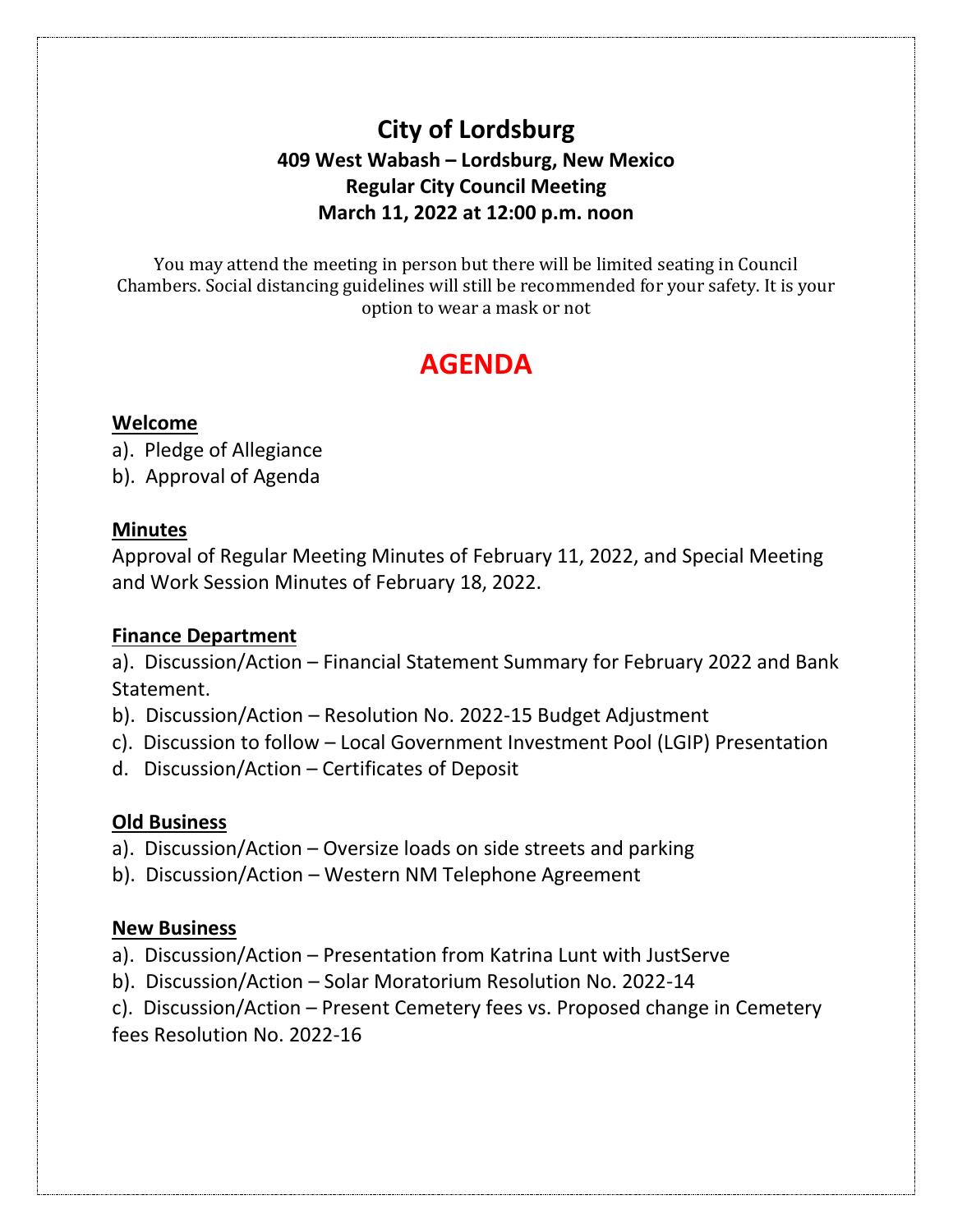# City of Lordsburg

**409 West Wabash – Lordsburg, New Mexico**
**Regular City Council Meeting**
**March 11, 2022 at 12:00 p.m. noon**

You may attend the meeting in person but there will be limited seating in Council Chambers. Social distancing guidelines will still be recommended for your safety. It is your option to wear a mask or not

## AGENDA

**Welcome**

a). Pledge of Allegiance
b). Approval of Agenda

**Minutes**

Approval of Regular Meeting Minutes of February 11, 2022, and Special Meeting and Work Session Minutes of February 18, 2022.

**Finance Department**

a). Discussion/Action – Financial Statement Summary for February 2022 and Bank Statement.
b). Discussion/Action – Resolution No. 2022-15 Budget Adjustment
c). Discussion to follow – Local Government Investment Pool (LGIP) Presentation
d. Discussion/Action – Certificates of Deposit

**Old Business**

a). Discussion/Action – Oversize loads on side streets and parking
b). Discussion/Action – Western NM Telephone Agreement

**New Business**

a). Discussion/Action – Presentation from Katrina Lunt with JustServe
b). Discussion/Action – Solar Moratorium Resolution No. 2022-14
c). Discussion/Action – Present Cemetery fees vs. Proposed change in Cemetery fees Resolution No. 2022-16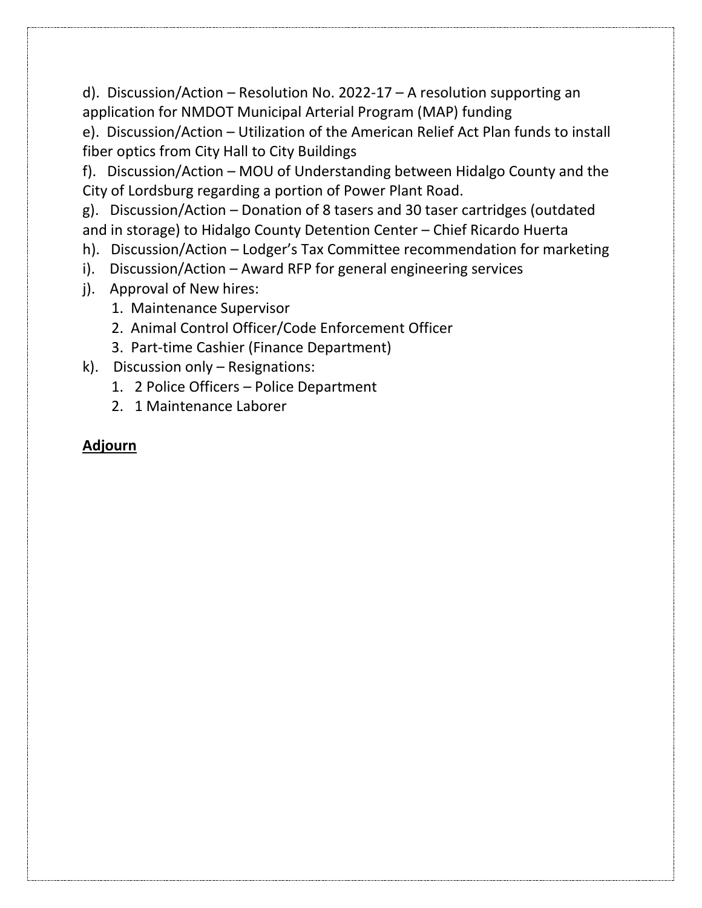d). Discussion/Action – Resolution No. 2022-17 – A resolution supporting an application for NMDOT Municipal Arterial Program (MAP) funding

e). Discussion/Action – Utilization of the American Relief Act Plan funds to install fiber optics from City Hall to City Buildings

f). Discussion/Action – MOU of Understanding between Hidalgo County and the City of Lordsburg regarding a portion of Power Plant Road.

g). Discussion/Action – Donation of 8 tasers and 30 taser cartridges (outdated and in storage) to Hidalgo County Detention Center – Chief Ricardo Huerta

h). Discussion/Action – Lodger's Tax Committee recommendation for marketing

i). Discussion/Action – Award RFP for general engineering services

j). Approval of New hires:

1. Maintenance Supervisor
2. Animal Control Officer/Code Enforcement Officer
3. Part-time Cashier (Finance Department)

k). Discussion only – Resignations:

1. 2 Police Officers – Police Department
2. 1 Maintenance Laborer

**Adjourn**